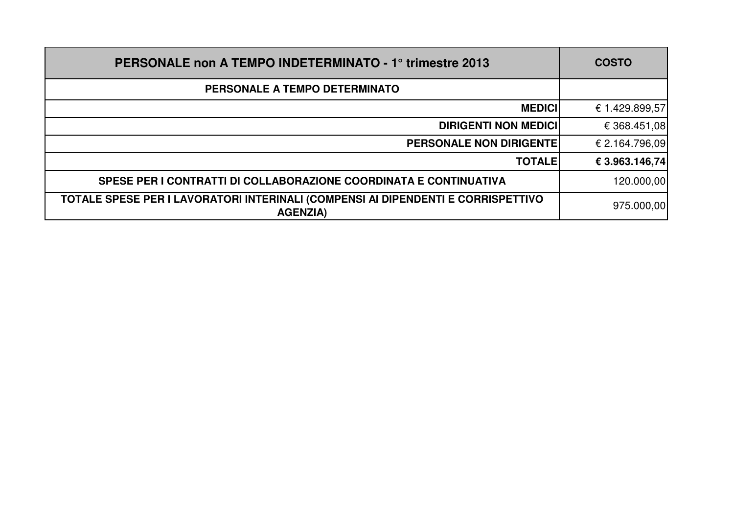| PERSONALE non A TEMPO INDETERMINATO - 1° trimestre 2013 | COSTO |
|---|---|
| **PERSONALE A TEMPO DETERMINATO** | |
| **MEDICI** | € 1.429.899,57 |
| **DIRIGENTI NON MEDICI** | € 368.451,08 |
| **PERSONALE NON DIRIGENTE** | € 2.164.796,09 |
| **TOTALE** | **€ 3.963.146,74** |
| **SPESE PER I CONTRATTI DI COLLABORAZIONE COORDINATA E CONTINUATIVA** | 120.000,00 |
| **TOTALE SPESE PER I LAVORATORI INTERINALI (COMPENSI AI DIPENDENTI E CORRISPETTIVO AGENZIA)** | 975.000,00 |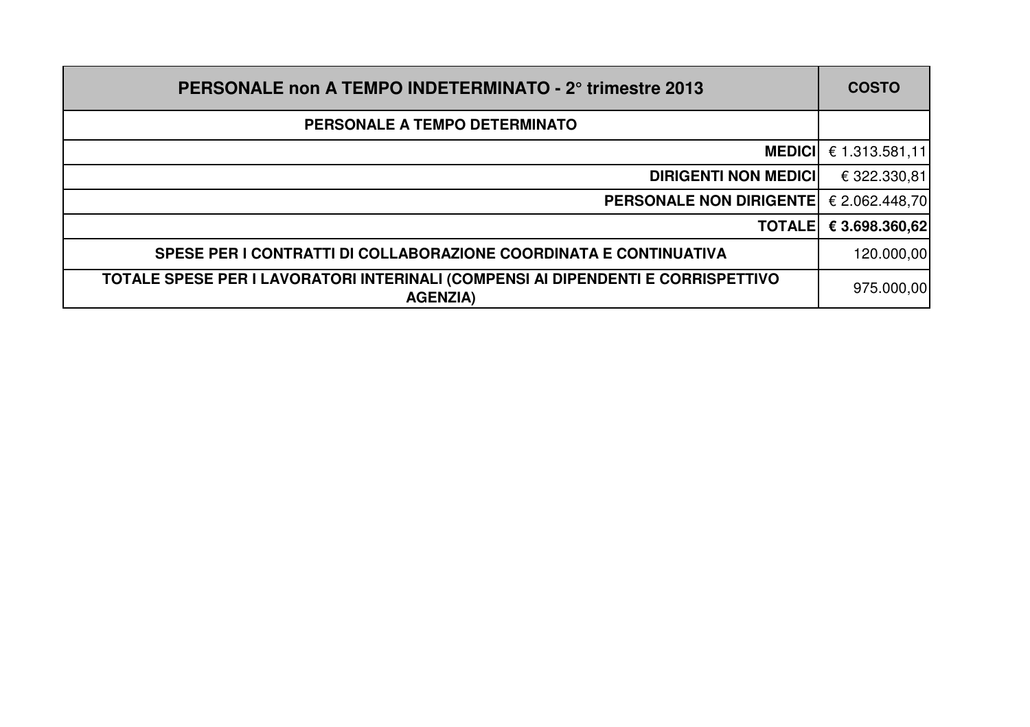| PERSONALE non A TEMPO INDETERMINATO - 2° trimestre 2013 | COSTO |
|---|---|
| **PERSONALE A TEMPO DETERMINATO** | |
| **MEDICI** | € 1.313.581,11 |
| **DIRIGENTI NON MEDICI** | € 322.330,81 |
| **PERSONALE NON DIRIGENTE** | € 2.062.448,70 |
| **TOTALE** | **€ 3.698.360,62** |
| **SPESE PER I CONTRATTI DI COLLABORAZIONE COORDINATA E CONTINUATIVA** | 120.000,00 |
| **TOTALE SPESE PER I LAVORATORI INTERINALI (COMPENSI AI DIPENDENTI E CORRISPETTIVO AGENZIA)** | 975.000,00 |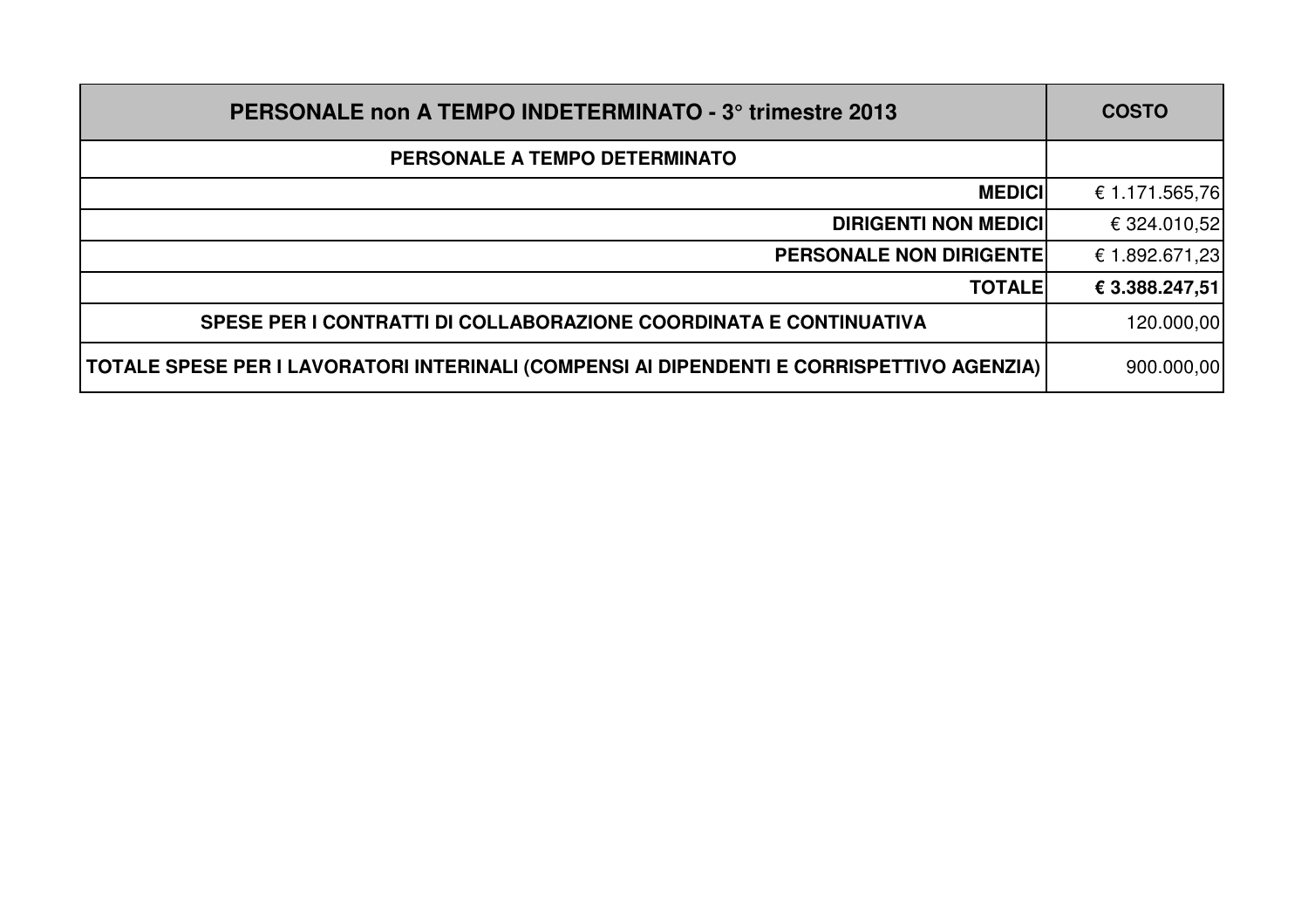| PERSONALE non A TEMPO INDETERMINATO - 3° trimestre 2013 | COSTO |
|---|---|
| **PERSONALE A TEMPO DETERMINATO** | |
| **MEDICI** | € 1.171.565,76 |
| **DIRIGENTI NON MEDICI** | € 324.010,52 |
| **PERSONALE NON DIRIGENTE** | € 1.892.671,23 |
| **TOTALE** | **€ 3.388.247,51** |
| **SPESE PER I CONTRATTI DI COLLABORAZIONE COORDINATA E CONTINUATIVA** | 120.000,00 |
| **TOTALE SPESE PER I LAVORATORI INTERINALI (COMPENSI AI DIPENDENTI E CORRISPETTIVO AGENZIA)** | 900.000,00 |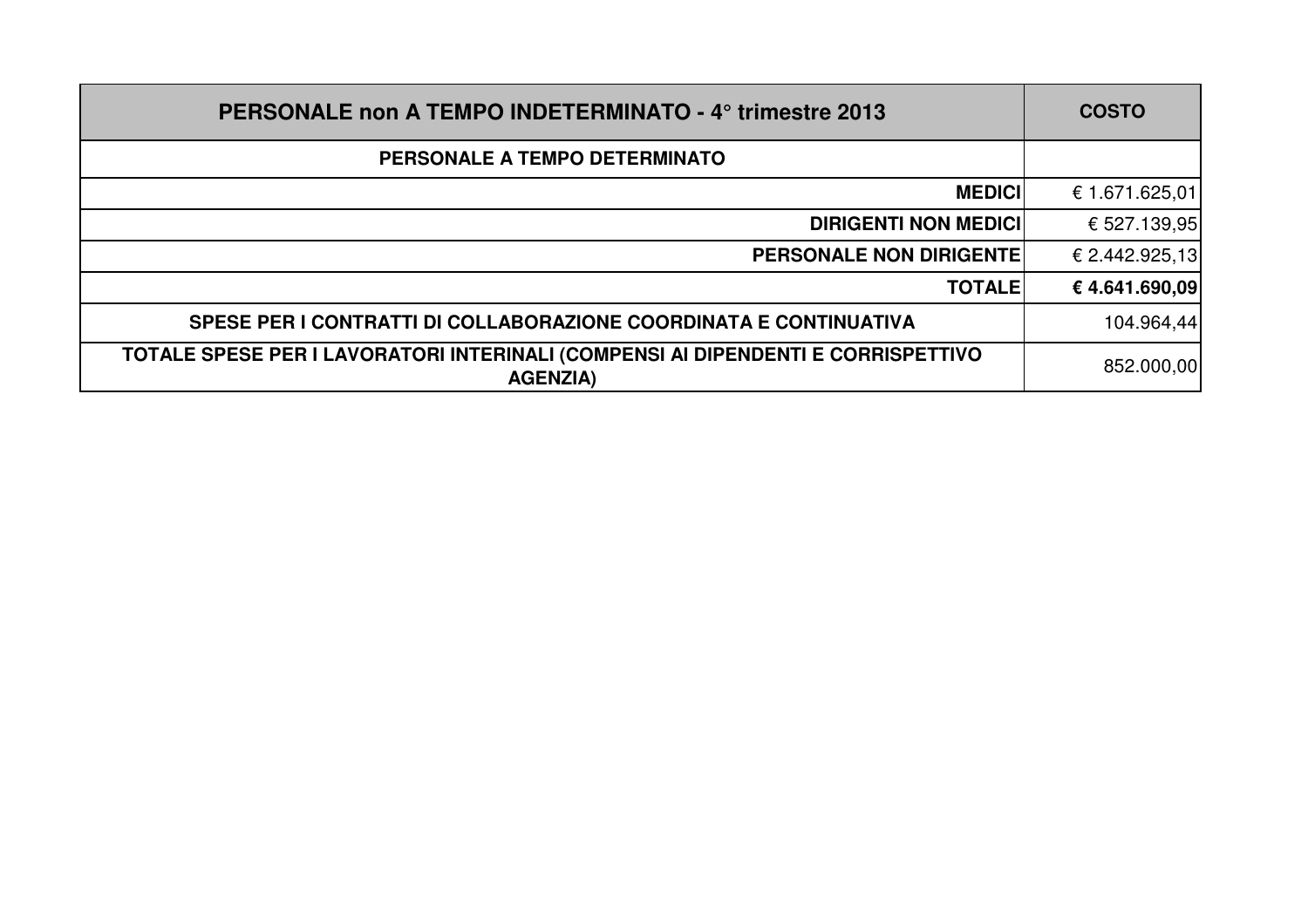| PERSONALE non A TEMPO INDETERMINATO - 4° trimestre 2013 | COSTO |
|---|---|
| **PERSONALE A TEMPO DETERMINATO** | |
| **MEDICI** | € 1.671.625,01 |
| **DIRIGENTI NON MEDICI** | € 527.139,95 |
| **PERSONALE NON DIRIGENTE** | € 2.442.925,13 |
| **TOTALE** | **€ 4.641.690,09** |
| **SPESE PER I CONTRATTI DI COLLABORAZIONE COORDINATA E CONTINUATIVA** | 104.964,44 |
| **TOTALE SPESE PER I LAVORATORI INTERINALI (COMPENSI AI DIPENDENTI E CORRISPETTIVO AGENZIA)** | 852.000,00 |